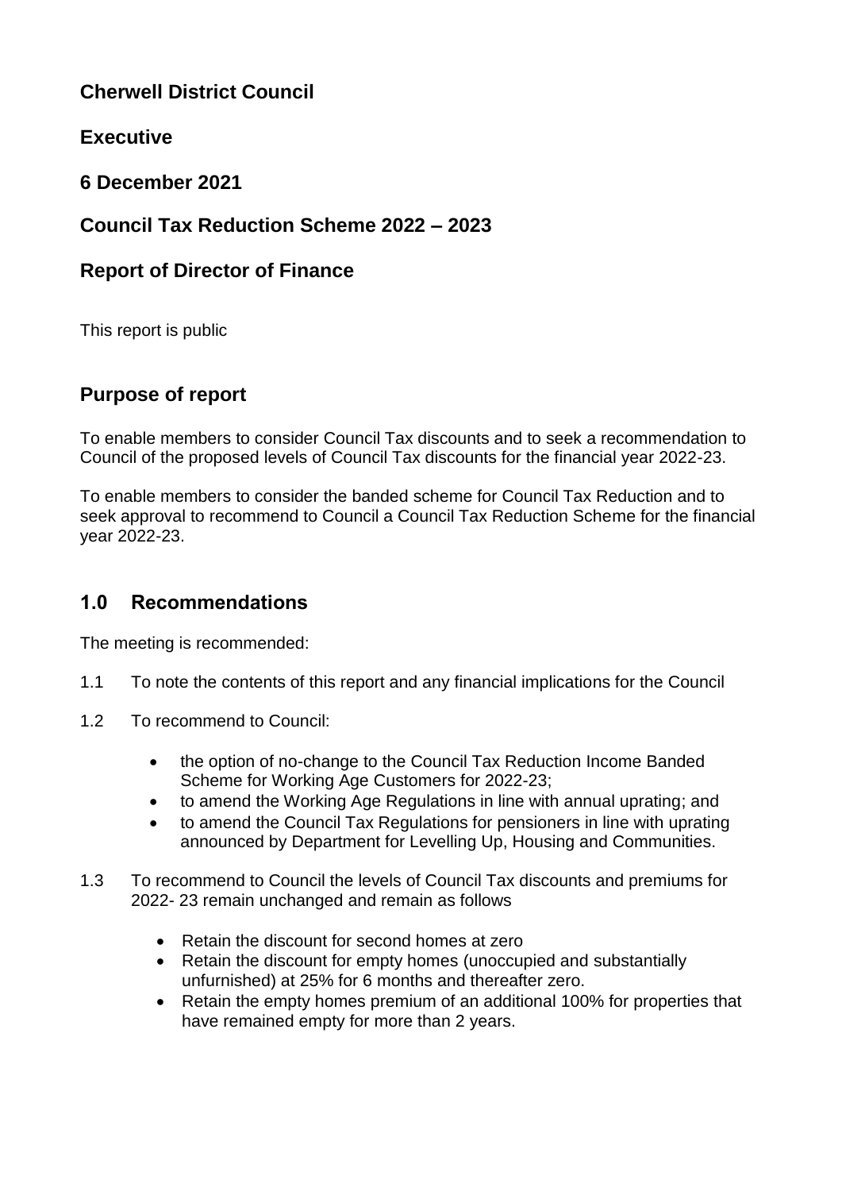# Cherwell District Council

## Executive

## 6 December 2021

## Council Tax Reduction Scheme 2022 – 2023

## Report of Director of Finance

This report is public

## Purpose of report

To enable members to consider Council Tax discounts and to seek a recommendation to Council of the proposed levels of Council Tax discounts for the financial year 2022-23.

To enable members to consider the banded scheme for Council Tax Reduction and to seek approval to recommend to Council a Council Tax Reduction Scheme for the financial year 2022-23.

## 1.0 Recommendations

The meeting is recommended:

1.1 To note the contents of this report and any financial implications for the Council

1.2 To recommend to Council:

- the option of no-change to the Council Tax Reduction Income Banded Scheme for Working Age Customers for 2022-23;
- to amend the Working Age Regulations in line with annual uprating; and
- to amend the Council Tax Regulations for pensioners in line with uprating announced by Department for Levelling Up, Housing and Communities.

1.3 To recommend to Council the levels of Council Tax discounts and premiums for 2022- 23 remain unchanged and remain as follows

- Retain the discount for second homes at zero
- Retain the discount for empty homes (unoccupied and substantially unfurnished) at 25% for 6 months and thereafter zero.
- Retain the empty homes premium of an additional 100% for properties that have remained empty for more than 2 years.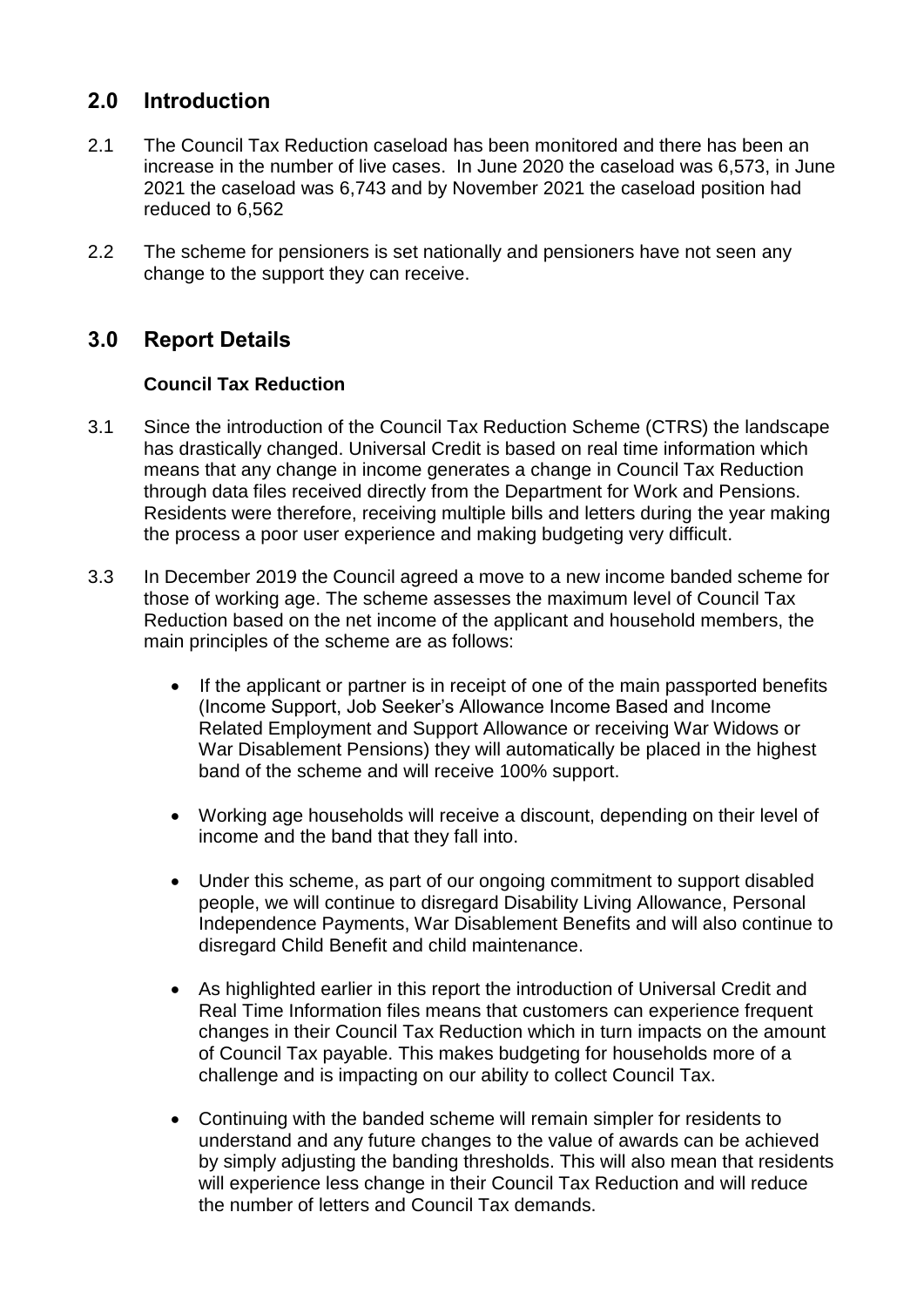## 2.0 Introduction

2.1 The Council Tax Reduction caseload has been monitored and there has been an increase in the number of live cases. In June 2020 the caseload was 6,573, in June 2021 the caseload was 6,743 and by November 2021 the caseload position had reduced to 6,562

2.2 The scheme for pensioners is set nationally and pensioners have not seen any change to the support they can receive.

## 3.0 Report Details

### Council Tax Reduction

3.1 Since the introduction of the Council Tax Reduction Scheme (CTRS) the landscape has drastically changed. Universal Credit is based on real time information which means that any change in income generates a change in Council Tax Reduction through data files received directly from the Department for Work and Pensions. Residents were therefore, receiving multiple bills and letters during the year making the process a poor user experience and making budgeting very difficult.

3.3 In December 2019 the Council agreed a move to a new income banded scheme for those of working age. The scheme assesses the maximum level of Council Tax Reduction based on the net income of the applicant and household members, the main principles of the scheme are as follows:

- If the applicant or partner is in receipt of one of the main passported benefits (Income Support, Job Seeker's Allowance Income Based and Income Related Employment and Support Allowance or receiving War Widows or War Disablement Pensions) they will automatically be placed in the highest band of the scheme and will receive 100% support.
- Working age households will receive a discount, depending on their level of income and the band that they fall into.
- Under this scheme, as part of our ongoing commitment to support disabled people, we will continue to disregard Disability Living Allowance, Personal Independence Payments, War Disablement Benefits and will also continue to disregard Child Benefit and child maintenance.
- As highlighted earlier in this report the introduction of Universal Credit and Real Time Information files means that customers can experience frequent changes in their Council Tax Reduction which in turn impacts on the amount of Council Tax payable. This makes budgeting for households more of a challenge and is impacting on our ability to collect Council Tax.
- Continuing with the banded scheme will remain simpler for residents to understand and any future changes to the value of awards can be achieved by simply adjusting the banding thresholds. This will also mean that residents will experience less change in their Council Tax Reduction and will reduce the number of letters and Council Tax demands.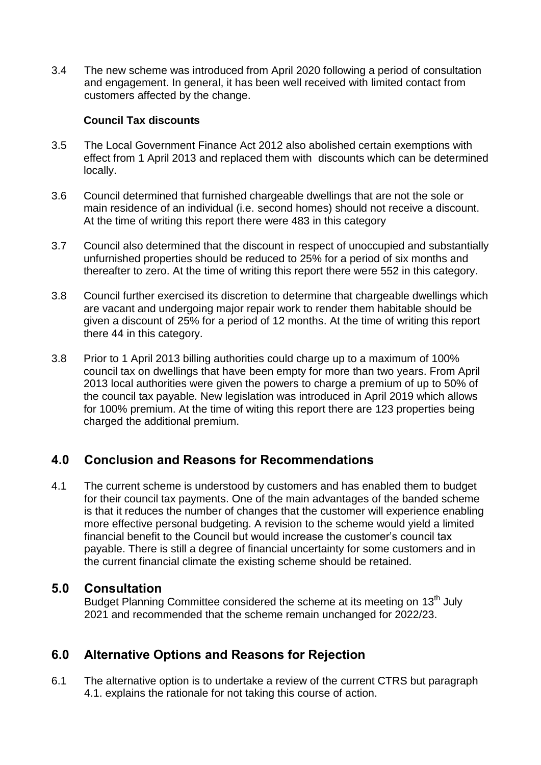3.4 The new scheme was introduced from April 2020 following a period of consultation and engagement. In general, it has been well received with limited contact from customers affected by the change.

**Council Tax discounts**

3.5 The Local Government Finance Act 2012 also abolished certain exemptions with effect from 1 April 2013 and replaced them with discounts which can be determined locally.

3.6 Council determined that furnished chargeable dwellings that are not the sole or main residence of an individual (i.e. second homes) should not receive a discount. At the time of writing this report there were 483 in this category

3.7 Council also determined that the discount in respect of unoccupied and substantially unfurnished properties should be reduced to 25% for a period of six months and thereafter to zero. At the time of writing this report there were 552 in this category.

3.8 Council further exercised its discretion to determine that chargeable dwellings which are vacant and undergoing major repair work to render them habitable should be given a discount of 25% for a period of 12 months. At the time of writing this report there 44 in this category.

3.8 Prior to 1 April 2013 billing authorities could charge up to a maximum of 100% council tax on dwellings that have been empty for more than two years. From April 2013 local authorities were given the powers to charge a premium of up to 50% of the council tax payable. New legislation was introduced in April 2019 which allows for 100% premium. At the time of witing this report there are 123 properties being charged the additional premium.

## 4.0 Conclusion and Reasons for Recommendations

4.1 The current scheme is understood by customers and has enabled them to budget for their council tax payments. One of the main advantages of the banded scheme is that it reduces the number of changes that the customer will experience enabling more effective personal budgeting. A revision to the scheme would yield a limited financial benefit to the Council but would increase the customer's council tax payable. There is still a degree of financial uncertainty for some customers and in the current financial climate the existing scheme should be retained.

## 5.0 Consultation

Budget Planning Committee considered the scheme at its meeting on 13th July 2021 and recommended that the scheme remain unchanged for 2022/23.

## 6.0 Alternative Options and Reasons for Rejection

6.1 The alternative option is to undertake a review of the current CTRS but paragraph 4.1. explains the rationale for not taking this course of action.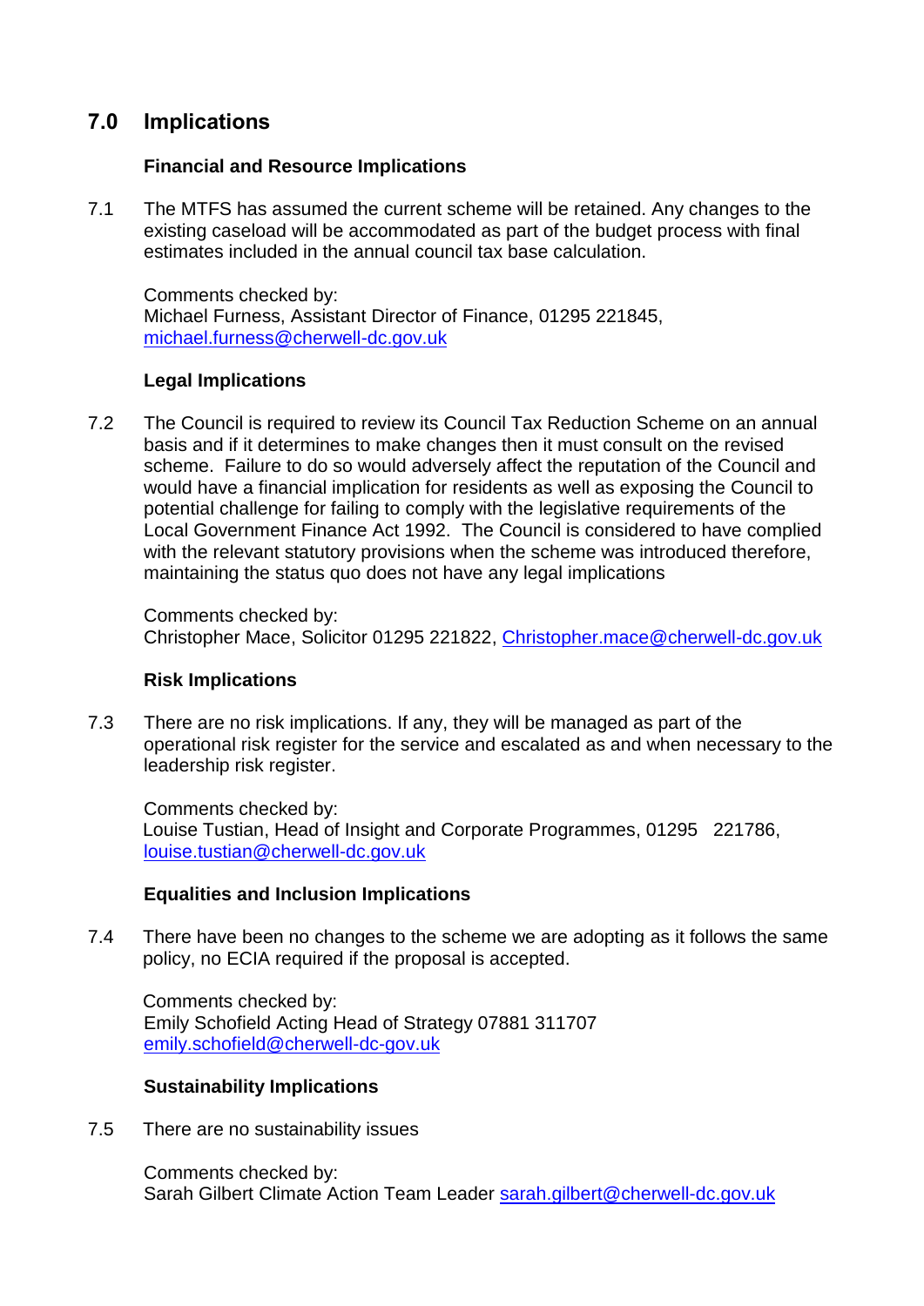## 7.0 Implications

### Financial and Resource Implications

7.1 The MTFS has assumed the current scheme will be retained. Any changes to the existing caseload will be accommodated as part of the budget process with final estimates included in the annual council tax base calculation.

Comments checked by:
Michael Furness, Assistant Director of Finance, 01295 221845, michael.furness@cherwell-dc.gov.uk

### Legal Implications

7.2 The Council is required to review its Council Tax Reduction Scheme on an annual basis and if it determines to make changes then it must consult on the revised scheme. Failure to do so would adversely affect the reputation of the Council and would have a financial implication for residents as well as exposing the Council to potential challenge for failing to comply with the legislative requirements of the Local Government Finance Act 1992. The Council is considered to have complied with the relevant statutory provisions when the scheme was introduced therefore, maintaining the status quo does not have any legal implications

Comments checked by:
Christopher Mace, Solicitor 01295 221822, Christopher.mace@cherwell-dc.gov.uk

### Risk Implications

7.3 There are no risk implications. If any, they will be managed as part of the operational risk register for the service and escalated as and when necessary to the leadership risk register.

Comments checked by:
Louise Tustian, Head of Insight and Corporate Programmes, 01295 221786, louise.tustian@cherwell-dc.gov.uk

### Equalities and Inclusion Implications

7.4 There have been no changes to the scheme we are adopting as it follows the same policy, no ECIA required if the proposal is accepted.

Comments checked by:
Emily Schofield Acting Head of Strategy 07881 311707
emily.schofield@cherwell-dc-gov.uk

### Sustainability Implications

7.5 There are no sustainability issues

Comments checked by:
Sarah Gilbert Climate Action Team Leader sarah.gilbert@cherwell-dc.gov.uk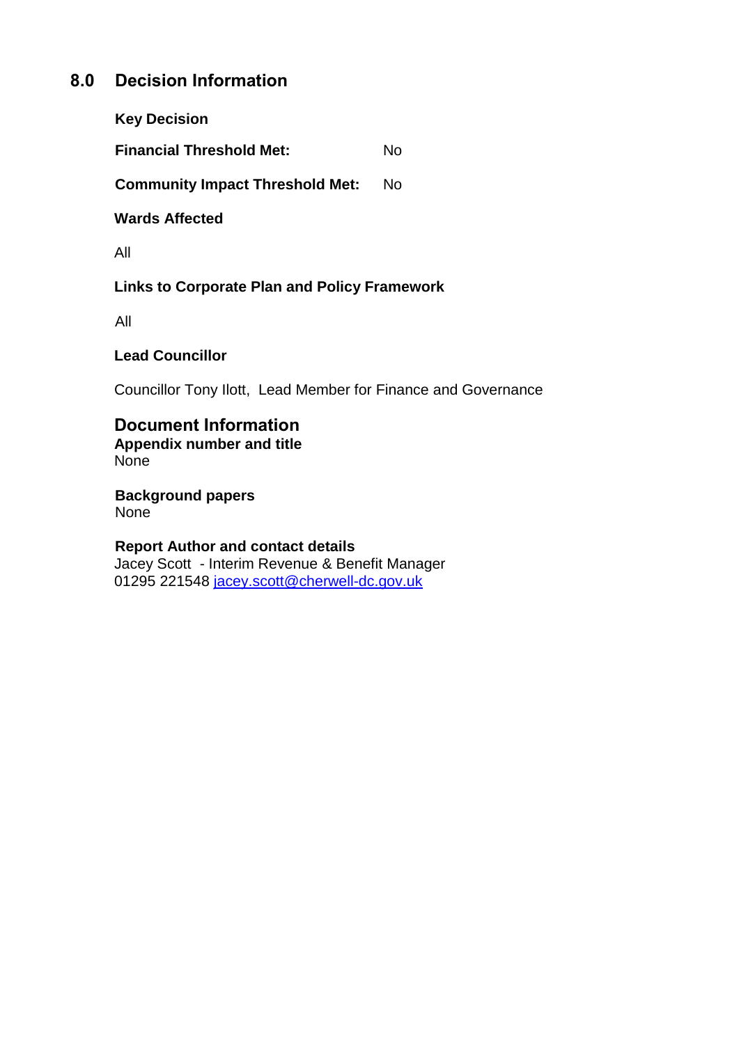## 8.0 Decision Information

**Key Decision**

**Financial Threshold Met:** No

**Community Impact Threshold Met:** No

**Wards Affected**

All

**Links to Corporate Plan and Policy Framework**

All

**Lead Councillor**

Councillor Tony Ilott, Lead Member for Finance and Governance

### Document Information

**Appendix number and title**
None

**Background papers**
None

**Report Author and contact details**
Jacey Scott - Interim Revenue & Benefit Manager
01295 221548 jacey.scott@cherwell-dc.gov.uk